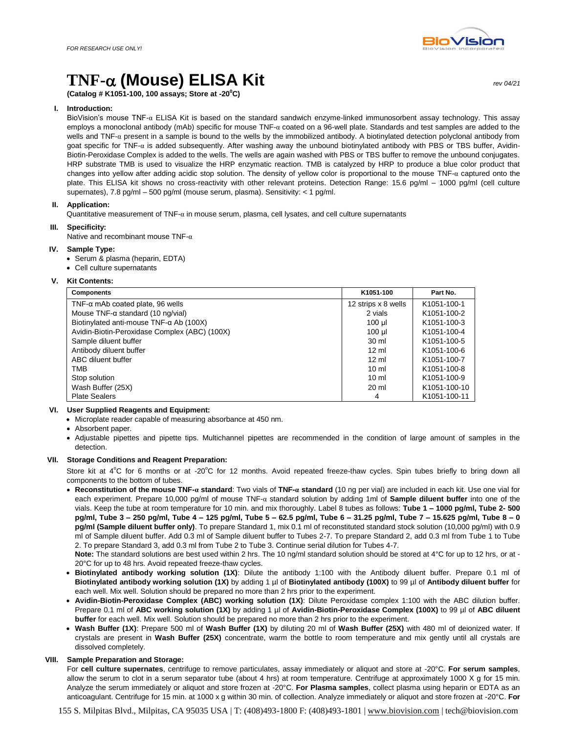*FOR RESEARCH USE ONLY!*

# TNF-α (Mouse) ELISA Kit

rev 04/21

**(Catalog # K1051-100, 100 assays; Store at -20°C)**

## I. Introduction:

BioVision's mouse TNF-α ELISA Kit is based on the standard sandwich enzyme-linked immunosorbent assay technology. This assay employs a monoclonal antibody (mAb) specific for mouse TNF-α coated on a 96-well plate. Standards and test samples are added to the wells and TNF-α present in a sample is bound to the wells by the immobilized antibody. A biotinylated detection polyclonal antibody from goat specific for TNF-α is added subsequently. After washing away the unbound biotinylated antibody with PBS or TBS buffer, Avidin-Biotin-Peroxidase Complex is added to the wells. The wells are again washed with PBS or TBS buffer to remove the unbound conjugates. HRP substrate TMB is used to visualize the HRP enzymatic reaction. TMB is catalyzed by HRP to produce a blue color product that changes into yellow after adding acidic stop solution. The density of yellow color is proportional to the mouse TNF-α captured onto the plate. This ELISA kit shows no cross-reactivity with other relevant proteins. Detection Range: 15.6 pg/ml – 1000 pg/ml (cell culture supernates), 7.8 pg/ml – 500 pg/ml (mouse serum, plasma). Sensitivity: < 1 pg/ml.

## II. Application:

Quantitative measurement of TNF-α in mouse serum, plasma, cell lysates, and cell culture supernatants

## III. Specificity:

Native and recombinant mouse TNF-α

## IV. Sample Type:

- Serum & plasma (heparin, EDTA)
- Cell culture supernatants

## V. Kit Contents:

| Components | K1051-100 | Part No. |
|---|---|---|
| TNF-α mAb coated plate, 96 wells | 12 strips x 8 wells | K1051-100-1 |
| Mouse TNF-α standard (10 ng/vial) | 2 vials | K1051-100-2 |
| Biotinylated anti-mouse TNF-α Ab (100X) | 100 µl | K1051-100-3 |
| Avidin-Biotin-Peroxidase Complex (ABC) (100X) | 100 µl | K1051-100-4 |
| Sample diluent buffer | 30 ml | K1051-100-5 |
| Antibody diluent buffer | 12 ml | K1051-100-6 |
| ABC diluent buffer | 12 ml | K1051-100-7 |
| TMB | 10 ml | K1051-100-8 |
| Stop solution | 10 ml | K1051-100-9 |
| Wash Buffer (25X) | 20 ml | K1051-100-10 |
| Plate Sealers | 4 | K1051-100-11 |

## VI. User Supplied Reagents and Equipment:

- Microplate reader capable of measuring absorbance at 450 nm.
- Absorbent paper.
- Adjustable pipettes and pipette tips. Multichannel pipettes are recommended in the condition of large amount of samples in the detection.

## VII. Storage Conditions and Reagent Preparation:

Store kit at 4°C for 6 months or at -20°C for 12 months. Avoid repeated freeze-thaw cycles. Spin tubes briefly to bring down all components to the bottom of tubes.

- **Reconstitution of the mouse TNF-α standard**: Two vials of **TNF-α standard** (10 ng per vial) are included in each kit. Use one vial for each experiment. Prepare 10,000 pg/ml of mouse TNF-α standard solution by adding 1ml of **Sample diluent buffer** into one of the vials. Keep the tube at room temperature for 10 min. and mix thoroughly. Label 8 tubes as follows: **Tube 1 – 1000 pg/ml, Tube 2- 500 pg/ml, Tube 3 – 250 pg/ml, Tube 4 – 125 pg/ml, Tube 5 – 62.5 pg/ml, Tube 6 – 31.25 pg/ml, Tube 7 – 15.625 pg/ml, Tube 8 – 0 pg/ml (Sample diluent buffer only)**. To prepare Standard 1, mix 0.1 ml of reconstituted standard stock solution (10,000 pg/ml) with 0.9 ml of Sample diluent buffer. Add 0.3 ml of Sample diluent buffer to Tubes 2-7. To prepare Standard 2, add 0.3 ml from Tube 1 to Tube 2. To prepare Standard 3, add 0.3 ml from Tube 2 to Tube 3. Continue serial dilution for Tubes 4-7.
  **Note:** The standard solutions are best used within 2 hrs. The 10 ng/ml standard solution should be stored at 4°C for up to 12 hrs, or at -20°C for up to 48 hrs. Avoid repeated freeze-thaw cycles.
- **Biotinylated antibody working solution (1X)**: Dilute the antibody 1:100 with the Antibody diluent buffer. Prepare 0.1 ml of **Biotinylated antibody working solution (1X)** by adding 1 µl of **Biotinylated antibody (100X)** to 99 µl of **Antibody diluent buffer** for each well. Mix well. Solution should be prepared no more than 2 hrs prior to the experiment.
- **Avidin-Biotin-Peroxidase Complex (ABC) working solution (1X)**: Dilute Peroxidase complex 1:100 with the ABC dilution buffer. Prepare 0.1 ml of **ABC working solution (1X)** by adding 1 µl of **Avidin-Biotin-Peroxidase Complex (100X)** to 99 µl of **ABC diluent buffer** for each well. Mix well. Solution should be prepared no more than 2 hrs prior to the experiment.
- **Wash Buffer (1X)**: Prepare 500 ml of **Wash Buffer (1X)** by diluting 20 ml of **Wash Buffer (25X)** with 480 ml of deionized water. If crystals are present in **Wash Buffer (25X)** concentrate, warm the bottle to room temperature and mix gently until all crystals are dissolved completely.

## VIII. Sample Preparation and Storage:

For **cell culture supernates**, centrifuge to remove particulates, assay immediately or aliquot and store at -20°C. **For serum samples**, allow the serum to clot in a serum separator tube (about 4 hrs) at room temperature. Centrifuge at approximately 1000 X g for 15 min. Analyze the serum immediately or aliquot and store frozen at -20°C. **For Plasma samples**, collect plasma using heparin or EDTA as an anticoagulant. Centrifuge for 15 min. at 1000 x g within 30 min. of collection. Analyze immediately or aliquot and store frozen at -20°C. **For**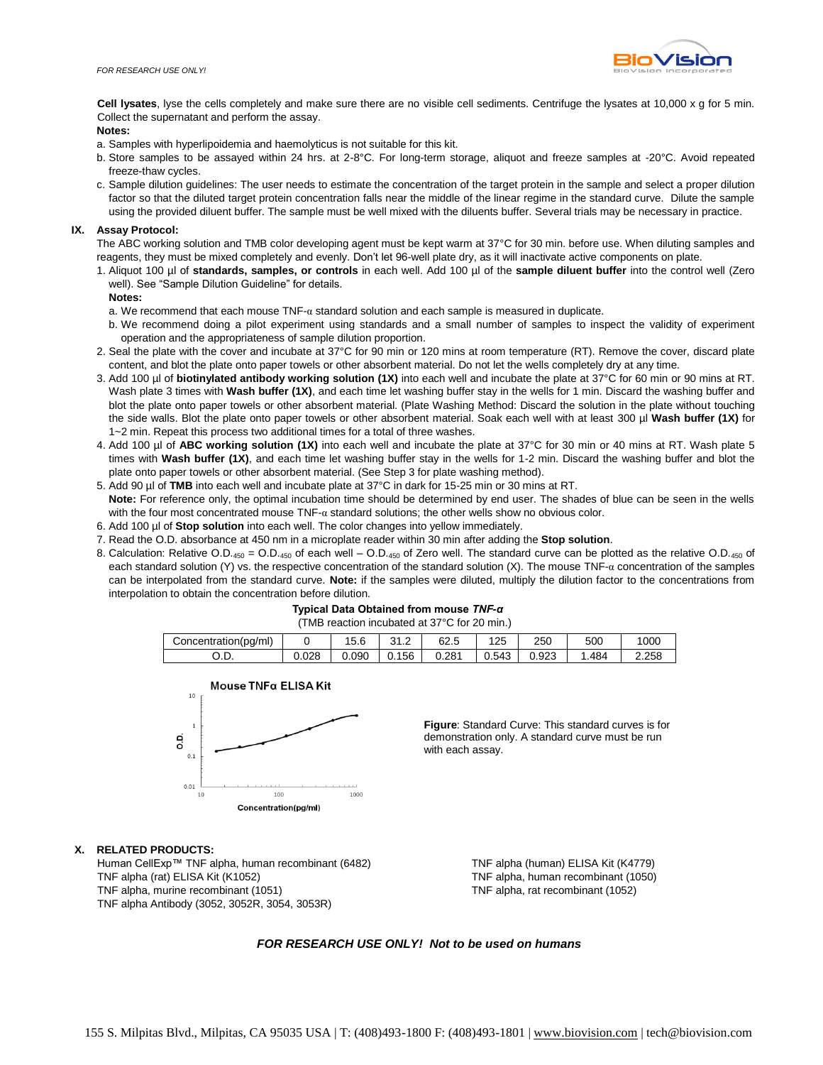**Cell lysates**, lyse the cells completely and make sure there are no visible cell sediments. Centrifuge the lysates at 10,000 x g for 5 min. Collect the supernatant and perform the assay.

**Notes:**

a. Samples with hyperlipoidemia and haemolyticus is not suitable for this kit.

b. Store samples to be assayed within 24 hrs. at 2-8°C. For long-term storage, aliquot and freeze samples at -20°C. Avoid repeated freeze-thaw cycles.

c. Sample dilution guidelines: The user needs to estimate the concentration of the target protein in the sample and select a proper dilution factor so that the diluted target protein concentration falls near the middle of the linear regime in the standard curve. Dilute the sample using the provided diluent buffer. The sample must be well mixed with the diluents buffer. Several trials may be necessary in practice.

## IX. Assay Protocol:

The ABC working solution and TMB color developing agent must be kept warm at 37°C for 30 min. before use. When diluting samples and reagents, they must be mixed completely and evenly. Don't let 96-well plate dry, as it will inactivate active components on plate.

1. Aliquot 100 µl of **standards, samples, or controls** in each well. Add 100 µl of the **sample diluent buffer** into the control well (Zero well). See "Sample Dilution Guideline" for details.

   **Notes:**

   a. We recommend that each mouse TNF-α standard solution and each sample is measured in duplicate.

   b. We recommend doing a pilot experiment using standards and a small number of samples to inspect the validity of experiment operation and the appropriateness of sample dilution proportion.

2. Seal the plate with the cover and incubate at 37°C for 90 min or 120 mins at room temperature (RT). Remove the cover, discard plate content, and blot the plate onto paper towels or other absorbent material. Do not let the wells completely dry at any time.
3. Add 100 µl of **biotinylated antibody working solution (1X)** into each well and incubate the plate at 37°C for 60 min or 90 mins at RT. Wash plate 3 times with **Wash buffer (1X)**, and each time let washing buffer stay in the wells for 1 min. Discard the washing buffer and blot the plate onto paper towels or other absorbent material. (Plate Washing Method: Discard the solution in the plate without touching the side walls. Blot the plate onto paper towels or other absorbent material. Soak each well with at least 300 µl **Wash buffer (1X)** for 1~2 min. Repeat this process two additional times for a total of three washes.
4. Add 100 µl of **ABC working solution (1X)** into each well and incubate the plate at 37°C for 30 min or 40 mins at RT. Wash plate 5 times with **Wash buffer (1X)**, and each time let washing buffer stay in the wells for 1-2 min. Discard the washing buffer and blot the plate onto paper towels or other absorbent material. (See Step 3 for plate washing method).
5. Add 90 µl of **TMB** into each well and incubate plate at 37°C in dark for 15-25 min or 30 mins at RT.
   **Note:** For reference only, the optimal incubation time should be determined by end user. The shades of blue can be seen in the wells with the four most concentrated mouse TNF-α standard solutions; the other wells show no obvious color.
6. Add 100 µl of **Stop solution** into each well. The color changes into yellow immediately.
7. Read the O.D. absorbance at 450 nm in a microplate reader within 30 min after adding the **Stop solution**.
8. Calculation: Relative $O.D._{450}$ = $O.D._{450}$ of each well – $O.D._{450}$ of Zero well. The standard curve can be plotted as the relative $O.D._{450}$ of each standard solution (Y) vs. the respective concentration of the standard solution (X). The mouse TNF-α concentration of the samples can be interpolated from the standard curve. **Note:** if the samples were diluted, multiply the dilution factor to the concentrations from interpolation to obtain the concentration before dilution.

**Typical Data Obtained from mouse *TNF-α***

(TMB reaction incubated at 37°C for 20 min.)

| Concentration(pg/ml) | 0 | 15.6 | 31.2 | 62.5 | 125 | 250 | 500 | 1000 |
|---|---|---|---|---|---|---|---|---|
| O.D. | 0.028 | 0.090 | 0.156 | 0.281 | 0.543 | 0.923 | 1.484 | 2.258 |

Mouse TNFα ELISA Kit

O.D

10

1

0.1

0.01

10

100

1000

Concentration(pg/ml)

**Figure**: Standard Curve: This standard curves is for demonstration only. A standard curve must be run with each assay.

## X. RELATED PRODUCTS:

Human CellExp™ TNF alpha, human recombinant (6482)
TNF alpha (rat) ELISA Kit (K1052)
TNF alpha, murine recombinant (1051)
TNF alpha Antibody (3052, 3052R, 3054, 3053R)
TNF alpha (human) ELISA Kit (K4779)
TNF alpha, human recombinant (1050)
TNF alpha, rat recombinant (1052)

***FOR RESEARCH USE ONLY! Not to be used on humans***